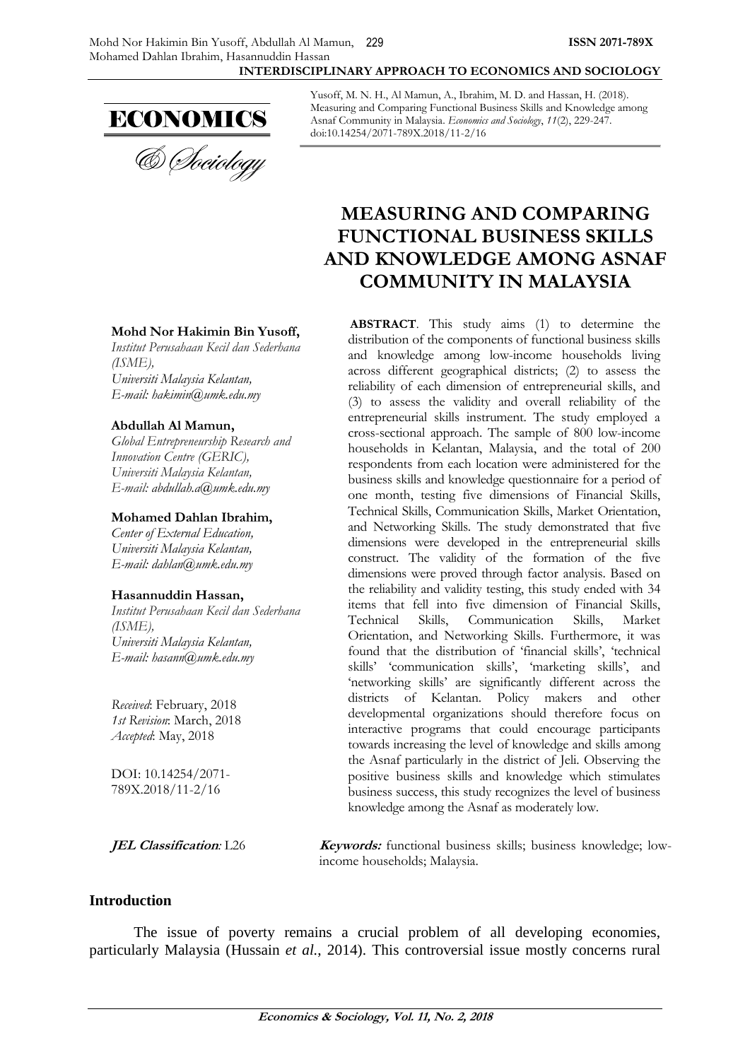Yusoff, M. N. H., Al Mamun, A., Ibrahim, M. D. and Hassan, H. (2018). Measuring and Comparing Functional Business Skills and Knowledge among Asnaf Community in Malaysia. *Economics and Sociology*, *11*(2), 229-247. doi:10.14254/2071-789X.2018/11-2/16

# MEASURING AND COMPARING FUNCTIONAL BUSINESS SKILLS AND KNOWLEDGE AMONG ASNAF COMMUNITY IN MALAYSIA

**Mohd Nor Hakimin Bin Yusoff,**
*Institut Perusahaan Kecil dan Sederhana (ISME),*
*Universiti Malaysia Kelantan,*
*E-mail: hakimin@umk.edu.my*

**Abdullah Al Mamun,**
*Global Entrepreneurship Research and Innovation Centre (GERIC),*
*Universiti Malaysia Kelantan,*
*E-mail: abdullah.a@umk.edu.my*

**Mohamed Dahlan Ibrahim,**
*Center of External Education,*
*Universiti Malaysia Kelantan,*
*E-mail: dahlan@umk.edu.my*

**Hasannuddin Hassan,**
*Institut Perusahaan Kecil dan Sederhana (ISME),*
*Universiti Malaysia Kelantan,*
*E-mail: hasann@umk.edu.my*

*Received*: February, 2018
*1st Revision*: March, 2018
*Accepted*: May, 2018

DOI: 10.14254/2071-789X.2018/11-2/16

**ABSTRACT**. This study aims (1) to determine the distribution of the components of functional business skills and knowledge among low-income households living across different geographical districts; (2) to assess the reliability of each dimension of entrepreneurial skills, and (3) to assess the validity and overall reliability of the entrepreneurial skills instrument. The study employed a cross-sectional approach. The sample of 800 low-income households in Kelantan, Malaysia, and the total of 200 respondents from each location were administered for the business skills and knowledge questionnaire for a period of one month, testing five dimensions of Financial Skills, Technical Skills, Communication Skills, Market Orientation, and Networking Skills. The study demonstrated that five dimensions were developed in the entrepreneurial skills construct. The validity of the formation of the five dimensions were proved through factor analysis. Based on the reliability and validity testing, this study ended with 34 items that fell into five dimension of Financial Skills, Technical Skills, Communication Skills, Market Orientation, and Networking Skills. Furthermore, it was found that the distribution of 'financial skills', 'technical skills' 'communication skills', 'marketing skills', and 'networking skills' are significantly different across the districts of Kelantan. Policy makers and other developmental organizations should therefore focus on interactive programs that could encourage participants towards increasing the level of knowledge and skills among the Asnaf particularly in the district of Jeli. Observing the positive business skills and knowledge which stimulates business success, this study recognizes the level of business knowledge among the Asnaf as moderately low.

***JEL Classification**:* L26

***Keywords:*** functional business skills; business knowledge; low-income households; Malaysia.

## Introduction

The issue of poverty remains a crucial problem of all developing economies, particularly Malaysia (Hussain *et al.*, 2014). This controversial issue mostly concerns rural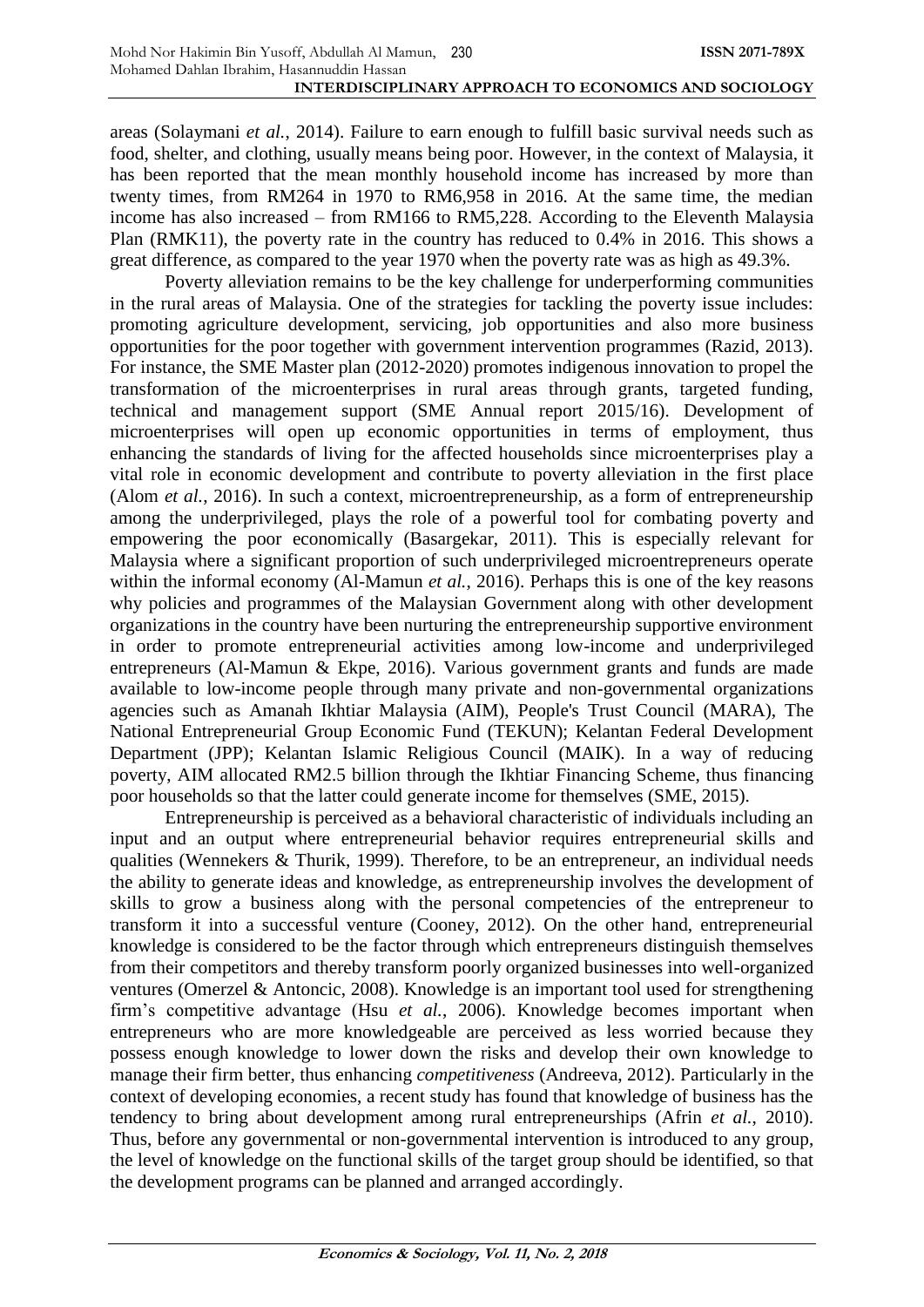areas (Solaymani *et al.*, 2014). Failure to earn enough to fulfill basic survival needs such as food, shelter, and clothing, usually means being poor. However, in the context of Malaysia, it has been reported that the mean monthly household income has increased by more than twenty times, from RM264 in 1970 to RM6,958 in 2016. At the same time, the median income has also increased – from RM166 to RM5,228. According to the Eleventh Malaysia Plan (RMK11), the poverty rate in the country has reduced to 0.4% in 2016. This shows a great difference, as compared to the year 1970 when the poverty rate was as high as 49.3%.

Poverty alleviation remains to be the key challenge for underperforming communities in the rural areas of Malaysia. One of the strategies for tackling the poverty issue includes: promoting agriculture development, servicing, job opportunities and also more business opportunities for the poor together with government intervention programmes (Razid, 2013). For instance, the SME Master plan (2012-2020) promotes indigenous innovation to propel the transformation of the microenterprises in rural areas through grants, targeted funding, technical and management support (SME Annual report 2015/16). Development of microenterprises will open up economic opportunities in terms of employment, thus enhancing the standards of living for the affected households since microenterprises play a vital role in economic development and contribute to poverty alleviation in the first place (Alom *et al.*, 2016). In such a context, microentrepreneurship, as a form of entrepreneurship among the underprivileged, plays the role of a powerful tool for combating poverty and empowering the poor economically (Basargekar, 2011). This is especially relevant for Malaysia where a significant proportion of such underprivileged microentrepreneurs operate within the informal economy (Al-Mamun *et al.*, 2016). Perhaps this is one of the key reasons why policies and programmes of the Malaysian Government along with other development organizations in the country have been nurturing the entrepreneurship supportive environment in order to promote entrepreneurial activities among low-income and underprivileged entrepreneurs (Al-Mamun & Ekpe, 2016). Various government grants and funds are made available to low-income people through many private and non-governmental organizations agencies such as Amanah Ikhtiar Malaysia (AIM), People's Trust Council (MARA), The National Entrepreneurial Group Economic Fund (TEKUN); Kelantan Federal Development Department (JPP); Kelantan Islamic Religious Council (MAIK). In a way of reducing poverty, AIM allocated RM2.5 billion through the Ikhtiar Financing Scheme, thus financing poor households so that the latter could generate income for themselves (SME, 2015).

Entrepreneurship is perceived as a behavioral characteristic of individuals including an input and an output where entrepreneurial behavior requires entrepreneurial skills and qualities (Wennekers & Thurik, 1999). Therefore, to be an entrepreneur, an individual needs the ability to generate ideas and knowledge, as entrepreneurship involves the development of skills to grow a business along with the personal competencies of the entrepreneur to transform it into a successful venture (Cooney, 2012). On the other hand, entrepreneurial knowledge is considered to be the factor through which entrepreneurs distinguish themselves from their competitors and thereby transform poorly organized businesses into well-organized ventures (Omerzel & Antoncic, 2008). Knowledge is an important tool used for strengthening firm's competitive advantage (Hsu *et al.*, 2006). Knowledge becomes important when entrepreneurs who are more knowledgeable are perceived as less worried because they possess enough knowledge to lower down the risks and develop their own knowledge to manage their firm better, thus enhancing *competitiveness* (Andreeva, 2012). Particularly in the context of developing economies, a recent study has found that knowledge of business has the tendency to bring about development among rural entrepreneurships (Afrin *et al.*, 2010). Thus, before any governmental or non-governmental intervention is introduced to any group, the level of knowledge on the functional skills of the target group should be identified, so that the development programs can be planned and arranged accordingly.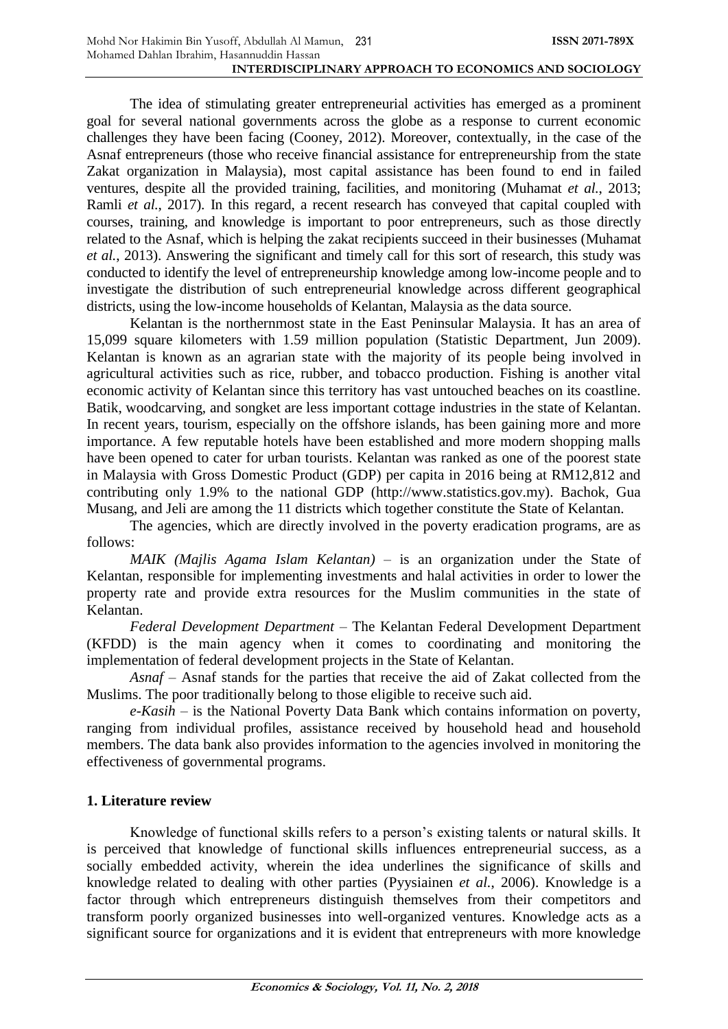The idea of stimulating greater entrepreneurial activities has emerged as a prominent goal for several national governments across the globe as a response to current economic challenges they have been facing (Cooney, 2012). Moreover, contextually, in the case of the Asnaf entrepreneurs (those who receive financial assistance for entrepreneurship from the state Zakat organization in Malaysia), most capital assistance has been found to end in failed ventures, despite all the provided training, facilities, and monitoring (Muhamat *et al.*, 2013; Ramli *et al.*, 2017). In this regard, a recent research has conveyed that capital coupled with courses, training, and knowledge is important to poor entrepreneurs, such as those directly related to the Asnaf, which is helping the zakat recipients succeed in their businesses (Muhamat *et al.*, 2013). Answering the significant and timely call for this sort of research, this study was conducted to identify the level of entrepreneurship knowledge among low-income people and to investigate the distribution of such entrepreneurial knowledge across different geographical districts, using the low-income households of Kelantan, Malaysia as the data source.

Kelantan is the northernmost state in the East Peninsular Malaysia. It has an area of 15,099 square kilometers with 1.59 million population (Statistic Department, Jun 2009). Kelantan is known as an agrarian state with the majority of its people being involved in agricultural activities such as rice, rubber, and tobacco production. Fishing is another vital economic activity of Kelantan since this territory has vast untouched beaches on its coastline. Batik, woodcarving, and songket are less important cottage industries in the state of Kelantan. In recent years, tourism, especially on the offshore islands, has been gaining more and more importance. A few reputable hotels have been established and more modern shopping malls have been opened to cater for urban tourists. Kelantan was ranked as one of the poorest state in Malaysia with Gross Domestic Product (GDP) per capita in 2016 being at RM12,812 and contributing only 1.9% to the national GDP (http://www.statistics.gov.my). Bachok, Gua Musang, and Jeli are among the 11 districts which together constitute the State of Kelantan.

The agencies, which are directly involved in the poverty eradication programs, are as follows:

*MAIK (Majlis Agama Islam Kelantan)* – is an organization under the State of Kelantan, responsible for implementing investments and halal activities in order to lower the property rate and provide extra resources for the Muslim communities in the state of Kelantan.

*Federal Development Department* – The Kelantan Federal Development Department (KFDD) is the main agency when it comes to coordinating and monitoring the implementation of federal development projects in the State of Kelantan.

*Asnaf* – Asnaf stands for the parties that receive the aid of Zakat collected from the Muslims. The poor traditionally belong to those eligible to receive such aid.

*e-Kasih* – is the National Poverty Data Bank which contains information on poverty, ranging from individual profiles, assistance received by household head and household members. The data bank also provides information to the agencies involved in monitoring the effectiveness of governmental programs.

## 1. Literature review

Knowledge of functional skills refers to a person's existing talents or natural skills. It is perceived that knowledge of functional skills influences entrepreneurial success, as a socially embedded activity, wherein the idea underlines the significance of skills and knowledge related to dealing with other parties (Pyysiainen *et al.*, 2006). Knowledge is a factor through which entrepreneurs distinguish themselves from their competitors and transform poorly organized businesses into well-organized ventures. Knowledge acts as a significant source for organizations and it is evident that entrepreneurs with more knowledge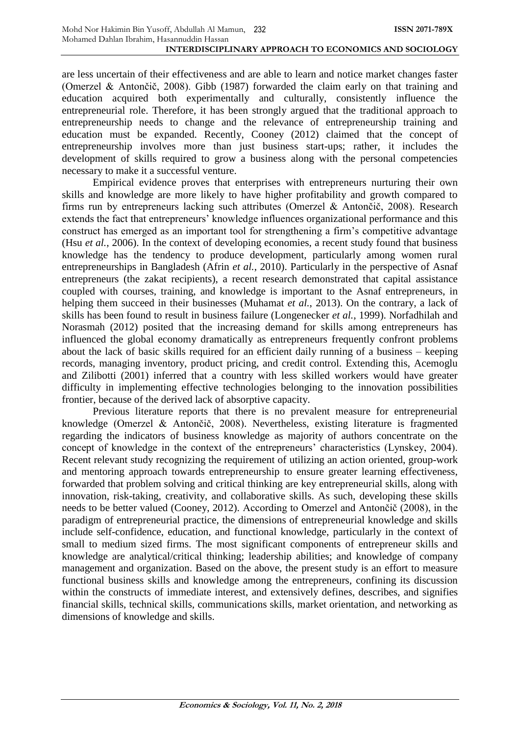are less uncertain of their effectiveness and are able to learn and notice market changes faster (Omerzel & Antončič, 2008). Gibb (1987) forwarded the claim early on that training and education acquired both experimentally and culturally, consistently influence the entrepreneurial role. Therefore, it has been strongly argued that the traditional approach to entrepreneurship needs to change and the relevance of entrepreneurship training and education must be expanded. Recently, Cooney (2012) claimed that the concept of entrepreneurship involves more than just business start-ups; rather, it includes the development of skills required to grow a business along with the personal competencies necessary to make it a successful venture.

Empirical evidence proves that enterprises with entrepreneurs nurturing their own skills and knowledge are more likely to have higher profitability and growth compared to firms run by entrepreneurs lacking such attributes (Omerzel & Antončič, 2008). Research extends the fact that entrepreneurs' knowledge influences organizational performance and this construct has emerged as an important tool for strengthening a firm's competitive advantage (Hsu *et al.*, 2006). In the context of developing economies, a recent study found that business knowledge has the tendency to produce development, particularly among women rural entrepreneurships in Bangladesh (Afrin *et al.*, 2010). Particularly in the perspective of Asnaf entrepreneurs (the zakat recipients), a recent research demonstrated that capital assistance coupled with courses, training, and knowledge is important to the Asnaf entrepreneurs, in helping them succeed in their businesses (Muhamat *et al.*, 2013). On the contrary, a lack of skills has been found to result in business failure (Longenecker *et al.*, 1999). Norfadhilah and Norasmah (2012) posited that the increasing demand for skills among entrepreneurs has influenced the global economy dramatically as entrepreneurs frequently confront problems about the lack of basic skills required for an efficient daily running of a business – keeping records, managing inventory, product pricing, and credit control. Extending this, Acemoglu and Zilibotti (2001) inferred that a country with less skilled workers would have greater difficulty in implementing effective technologies belonging to the innovation possibilities frontier, because of the derived lack of absorptive capacity.

Previous literature reports that there is no prevalent measure for entrepreneurial knowledge (Omerzel & Antončič, 2008). Nevertheless, existing literature is fragmented regarding the indicators of business knowledge as majority of authors concentrate on the concept of knowledge in the context of the entrepreneurs' characteristics (Lynskey, 2004). Recent relevant study recognizing the requirement of utilizing an action oriented, group-work and mentoring approach towards entrepreneurship to ensure greater learning effectiveness, forwarded that problem solving and critical thinking are key entrepreneurial skills, along with innovation, risk-taking, creativity, and collaborative skills. As such, developing these skills needs to be better valued (Cooney, 2012). According to Omerzel and Antončič (2008), in the paradigm of entrepreneurial practice, the dimensions of entrepreneurial knowledge and skills include self-confidence, education, and functional knowledge, particularly in the context of small to medium sized firms. The most significant components of entrepreneur skills and knowledge are analytical/critical thinking; leadership abilities; and knowledge of company management and organization. Based on the above, the present study is an effort to measure functional business skills and knowledge among the entrepreneurs, confining its discussion within the constructs of immediate interest, and extensively defines, describes, and signifies financial skills, technical skills, communications skills, market orientation, and networking as dimensions of knowledge and skills.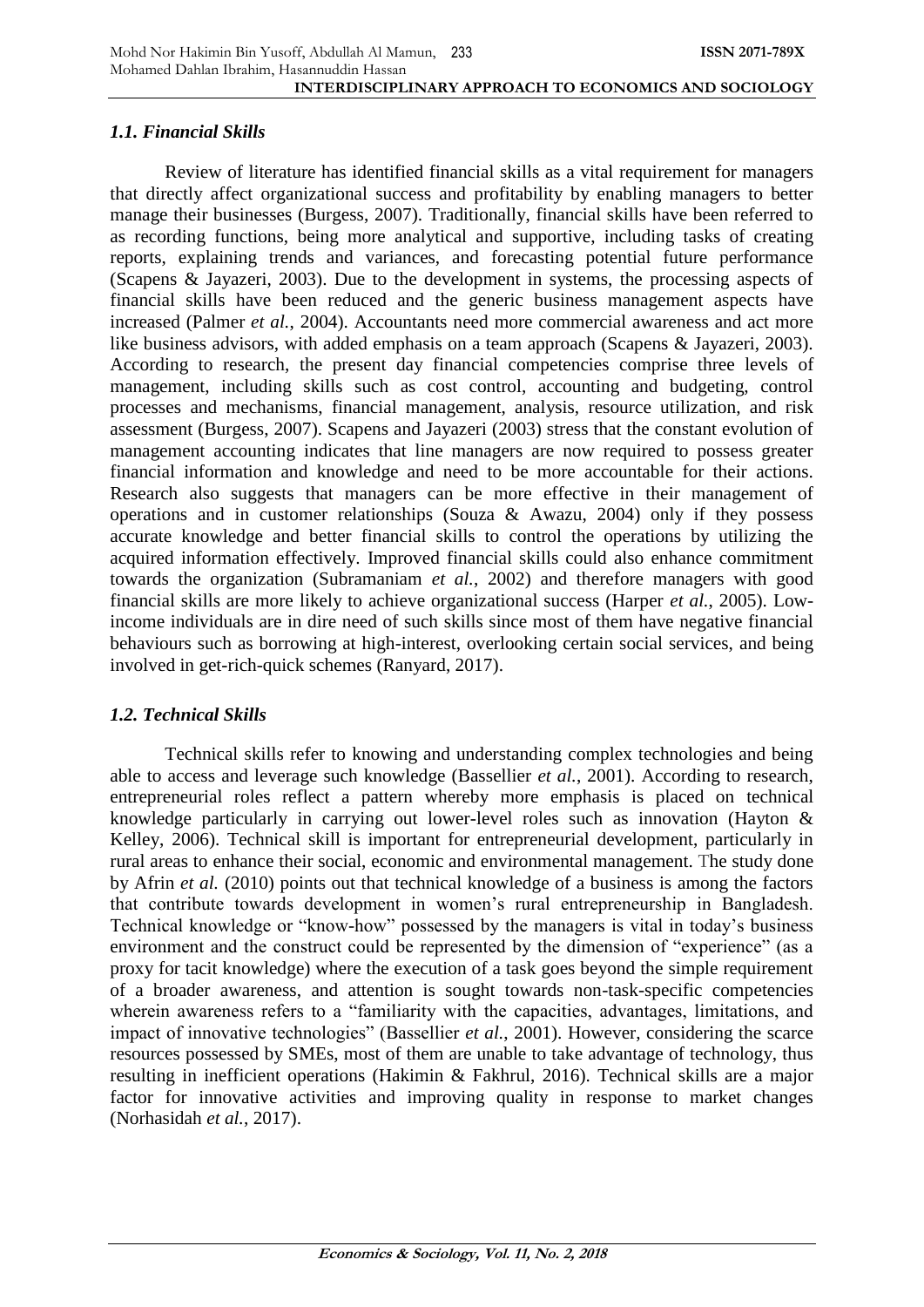### *1.1. Financial Skills*

Review of literature has identified financial skills as a vital requirement for managers that directly affect organizational success and profitability by enabling managers to better manage their businesses (Burgess, 2007). Traditionally, financial skills have been referred to as recording functions, being more analytical and supportive, including tasks of creating reports, explaining trends and variances, and forecasting potential future performance (Scapens & Jayazeri, 2003). Due to the development in systems, the processing aspects of financial skills have been reduced and the generic business management aspects have increased (Palmer *et al.*, 2004). Accountants need more commercial awareness and act more like business advisors, with added emphasis on a team approach (Scapens & Jayazeri, 2003). According to research, the present day financial competencies comprise three levels of management, including skills such as cost control, accounting and budgeting, control processes and mechanisms, financial management, analysis, resource utilization, and risk assessment (Burgess, 2007). Scapens and Jayazeri (2003) stress that the constant evolution of management accounting indicates that line managers are now required to possess greater financial information and knowledge and need to be more accountable for their actions. Research also suggests that managers can be more effective in their management of operations and in customer relationships (Souza & Awazu, 2004) only if they possess accurate knowledge and better financial skills to control the operations by utilizing the acquired information effectively. Improved financial skills could also enhance commitment towards the organization (Subramaniam *et al.*, 2002) and therefore managers with good financial skills are more likely to achieve organizational success (Harper *et al.*, 2005). Low-income individuals are in dire need of such skills since most of them have negative financial behaviours such as borrowing at high-interest, overlooking certain social services, and being involved in get-rich-quick schemes (Ranyard, 2017).

### *1.2. Technical Skills*

Technical skills refer to knowing and understanding complex technologies and being able to access and leverage such knowledge (Bassellier *et al.*, 2001). According to research, entrepreneurial roles reflect a pattern whereby more emphasis is placed on technical knowledge particularly in carrying out lower-level roles such as innovation (Hayton & Kelley, 2006). Technical skill is important for entrepreneurial development, particularly in rural areas to enhance their social, economic and environmental management. The study done by Afrin *et al.* (2010) points out that technical knowledge of a business is among the factors that contribute towards development in women's rural entrepreneurship in Bangladesh. Technical knowledge or "know-how" possessed by the managers is vital in today's business environment and the construct could be represented by the dimension of "experience" (as a proxy for tacit knowledge) where the execution of a task goes beyond the simple requirement of a broader awareness, and attention is sought towards non-task-specific competencies wherein awareness refers to a "familiarity with the capacities, advantages, limitations, and impact of innovative technologies" (Bassellier *et al.*, 2001). However, considering the scarce resources possessed by SMEs, most of them are unable to take advantage of technology, thus resulting in inefficient operations (Hakimin & Fakhrul, 2016). Technical skills are a major factor for innovative activities and improving quality in response to market changes (Norhasidah *et al.*, 2017).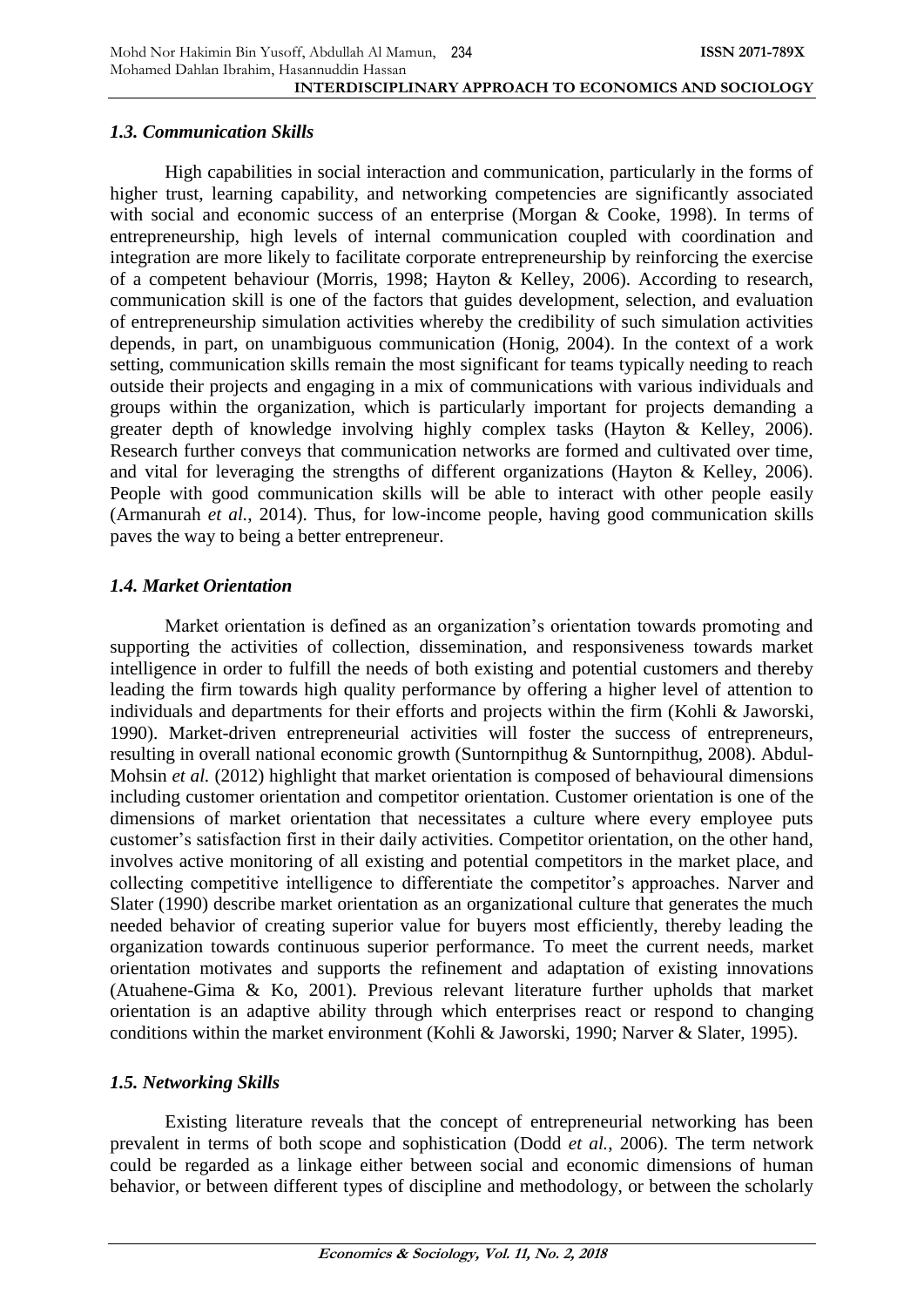### *1.3. Communication Skills*

High capabilities in social interaction and communication, particularly in the forms of higher trust, learning capability, and networking competencies are significantly associated with social and economic success of an enterprise (Morgan & Cooke, 1998). In terms of entrepreneurship, high levels of internal communication coupled with coordination and integration are more likely to facilitate corporate entrepreneurship by reinforcing the exercise of a competent behaviour (Morris, 1998; Hayton & Kelley, 2006). According to research, communication skill is one of the factors that guides development, selection, and evaluation of entrepreneurship simulation activities whereby the credibility of such simulation activities depends, in part, on unambiguous communication (Honig, 2004). In the context of a work setting, communication skills remain the most significant for teams typically needing to reach outside their projects and engaging in a mix of communications with various individuals and groups within the organization, which is particularly important for projects demanding a greater depth of knowledge involving highly complex tasks (Hayton & Kelley, 2006). Research further conveys that communication networks are formed and cultivated over time, and vital for leveraging the strengths of different organizations (Hayton & Kelley, 2006). People with good communication skills will be able to interact with other people easily (Armanurah *et al.*, 2014). Thus, for low-income people, having good communication skills paves the way to being a better entrepreneur.

### *1.4. Market Orientation*

Market orientation is defined as an organization's orientation towards promoting and supporting the activities of collection, dissemination, and responsiveness towards market intelligence in order to fulfill the needs of both existing and potential customers and thereby leading the firm towards high quality performance by offering a higher level of attention to individuals and departments for their efforts and projects within the firm (Kohli & Jaworski, 1990). Market-driven entrepreneurial activities will foster the success of entrepreneurs, resulting in overall national economic growth (Suntornpithug & Suntornpithug, 2008). Abdul-Mohsin *et al.* (2012) highlight that market orientation is composed of behavioural dimensions including customer orientation and competitor orientation. Customer orientation is one of the dimensions of market orientation that necessitates a culture where every employee puts customer's satisfaction first in their daily activities. Competitor orientation, on the other hand, involves active monitoring of all existing and potential competitors in the market place, and collecting competitive intelligence to differentiate the competitor's approaches. Narver and Slater (1990) describe market orientation as an organizational culture that generates the much needed behavior of creating superior value for buyers most efficiently, thereby leading the organization towards continuous superior performance. To meet the current needs, market orientation motivates and supports the refinement and adaptation of existing innovations (Atuahene-Gima & Ko, 2001). Previous relevant literature further upholds that market orientation is an adaptive ability through which enterprises react or respond to changing conditions within the market environment (Kohli & Jaworski, 1990; Narver & Slater, 1995).

### *1.5. Networking Skills*

Existing literature reveals that the concept of entrepreneurial networking has been prevalent in terms of both scope and sophistication (Dodd *et al.*, 2006). The term network could be regarded as a linkage either between social and economic dimensions of human behavior, or between different types of discipline and methodology, or between the scholarly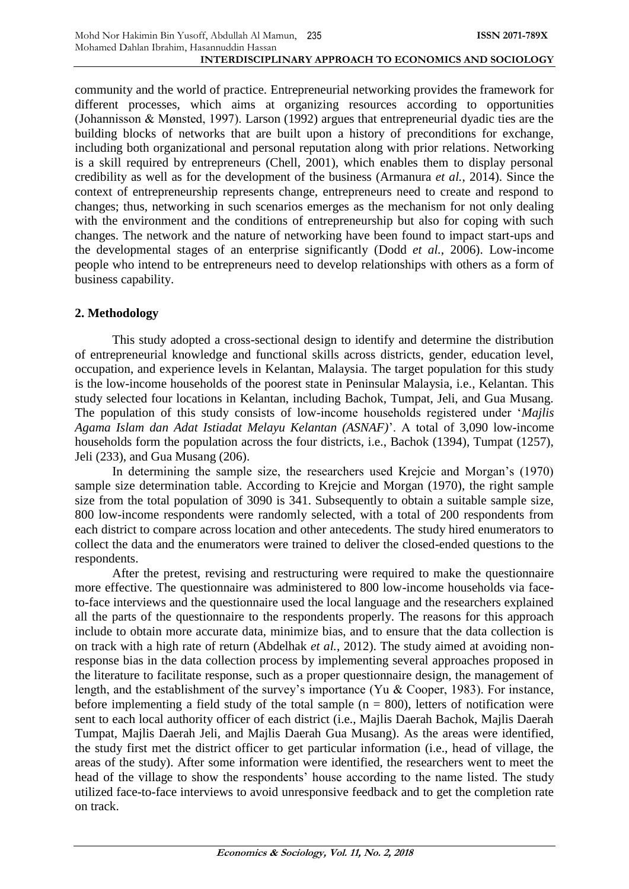community and the world of practice. Entrepreneurial networking provides the framework for different processes, which aims at organizing resources according to opportunities (Johannisson & Mønsted, 1997). Larson (1992) argues that entrepreneurial dyadic ties are the building blocks of networks that are built upon a history of preconditions for exchange, including both organizational and personal reputation along with prior relations. Networking is a skill required by entrepreneurs (Chell, 2001), which enables them to display personal credibility as well as for the development of the business (Armanura *et al.*, 2014). Since the context of entrepreneurship represents change, entrepreneurs need to create and respond to changes; thus, networking in such scenarios emerges as the mechanism for not only dealing with the environment and the conditions of entrepreneurship but also for coping with such changes. The network and the nature of networking have been found to impact start-ups and the developmental stages of an enterprise significantly (Dodd *et al.*, 2006). Low-income people who intend to be entrepreneurs need to develop relationships with others as a form of business capability.

## 2. Methodology

This study adopted a cross-sectional design to identify and determine the distribution of entrepreneurial knowledge and functional skills across districts, gender, education level, occupation, and experience levels in Kelantan, Malaysia. The target population for this study is the low-income households of the poorest state in Peninsular Malaysia, i.e., Kelantan. This study selected four locations in Kelantan, including Bachok, Tumpat, Jeli, and Gua Musang. The population of this study consists of low-income households registered under '*Majlis Agama Islam dan Adat Istiadat Melayu Kelantan (ASNAF)*'. A total of 3,090 low-income households form the population across the four districts, i.e., Bachok (1394), Tumpat (1257), Jeli (233), and Gua Musang (206).

In determining the sample size, the researchers used Krejcie and Morgan's (1970) sample size determination table. According to Krejcie and Morgan (1970), the right sample size from the total population of 3090 is 341. Subsequently to obtain a suitable sample size, 800 low-income respondents were randomly selected, with a total of 200 respondents from each district to compare across location and other antecedents. The study hired enumerators to collect the data and the enumerators were trained to deliver the closed-ended questions to the respondents.

After the pretest, revising and restructuring were required to make the questionnaire more effective. The questionnaire was administered to 800 low-income households via face-to-face interviews and the questionnaire used the local language and the researchers explained all the parts of the questionnaire to the respondents properly. The reasons for this approach include to obtain more accurate data, minimize bias, and to ensure that the data collection is on track with a high rate of return (Abdelhak *et al.*, 2012). The study aimed at avoiding non-response bias in the data collection process by implementing several approaches proposed in the literature to facilitate response, such as a proper questionnaire design, the management of length, and the establishment of the survey's importance (Yu & Cooper, 1983). For instance, before implementing a field study of the total sample ($n = 800$), letters of notification were sent to each local authority officer of each district (i.e., Majlis Daerah Bachok, Majlis Daerah Tumpat, Majlis Daerah Jeli, and Majlis Daerah Gua Musang). As the areas were identified, the study first met the district officer to get particular information (i.e., head of village, the areas of the study). After some information were identified, the researchers went to meet the head of the village to show the respondents' house according to the name listed. The study utilized face-to-face interviews to avoid unresponsive feedback and to get the completion rate on track.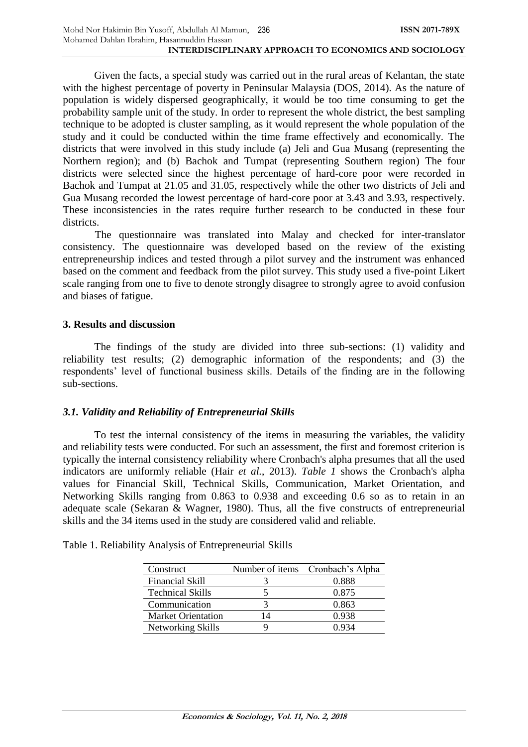Given the facts, a special study was carried out in the rural areas of Kelantan, the state with the highest percentage of poverty in Peninsular Malaysia (DOS, 2014). As the nature of population is widely dispersed geographically, it would be too time consuming to get the probability sample unit of the study. In order to represent the whole district, the best sampling technique to be adopted is cluster sampling, as it would represent the whole population of the study and it could be conducted within the time frame effectively and economically. The districts that were involved in this study include (a) Jeli and Gua Musang (representing the Northern region); and (b) Bachok and Tumpat (representing Southern region) The four districts were selected since the highest percentage of hard-core poor were recorded in Bachok and Tumpat at 21.05 and 31.05, respectively while the other two districts of Jeli and Gua Musang recorded the lowest percentage of hard-core poor at 3.43 and 3.93, respectively. These inconsistencies in the rates require further research to be conducted in these four districts.

The questionnaire was translated into Malay and checked for inter-translator consistency. The questionnaire was developed based on the review of the existing entrepreneurship indices and tested through a pilot survey and the instrument was enhanced based on the comment and feedback from the pilot survey. This study used a five-point Likert scale ranging from one to five to denote strongly disagree to strongly agree to avoid confusion and biases of fatigue.

## 3. Results and discussion

The findings of the study are divided into three sub-sections: (1) validity and reliability test results; (2) demographic information of the respondents; and (3) the respondents' level of functional business skills. Details of the finding are in the following sub-sections.

### *3.1. Validity and Reliability of Entrepreneurial Skills*

To test the internal consistency of the items in measuring the variables, the validity and reliability tests were conducted. For such an assessment, the first and foremost criterion is typically the internal consistency reliability where Cronbach's alpha presumes that all the used indicators are uniformly reliable (Hair *et al.*, 2013). *Table 1* shows the Cronbach's alpha values for Financial Skill, Technical Skills, Communication, Market Orientation, and Networking Skills ranging from 0.863 to 0.938 and exceeding 0.6 so as to retain in an adequate scale (Sekaran & Wagner, 1980). Thus, all the five constructs of entrepreneurial skills and the 34 items used in the study are considered valid and reliable.

Table 1. Reliability Analysis of Entrepreneurial Skills

| Construct | Number of items | Cronbach's Alpha |
|---|---|---|
| Financial Skill | 3 | 0.888 |
| Technical Skills | 5 | 0.875 |
| Communication | 3 | 0.863 |
| Market Orientation | 14 | 0.938 |
| Networking Skills | 9 | 0.934 |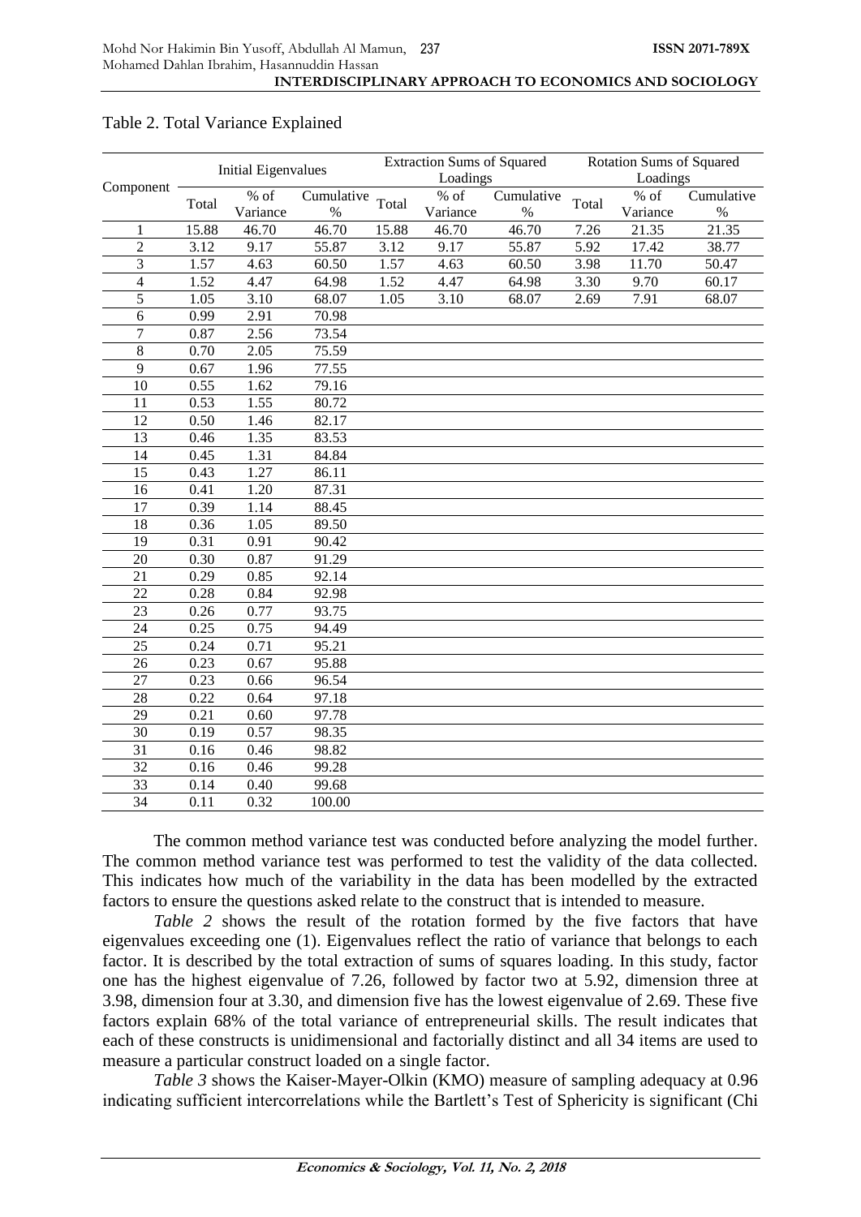Table 2. Total Variance Explained

| Component | Initial Eigenvalues | | | Extraction Sums of Squared Loadings | | | Rotation Sums of Squared Loadings | | |
|---|---|---|---|---|---|---|---|---|---|
| | Total | % of Variance | Cumulative % | Total | % of Variance | Cumulative % | Total | % of Variance | Cumulative % |
| 1 | 15.88 | 46.70 | 46.70 | 15.88 | 46.70 | 46.70 | 7.26 | 21.35 | 21.35 |
| 2 | 3.12 | 9.17 | 55.87 | 3.12 | 9.17 | 55.87 | 5.92 | 17.42 | 38.77 |
| 3 | 1.57 | 4.63 | 60.50 | 1.57 | 4.63 | 60.50 | 3.98 | 11.70 | 50.47 |
| 4 | 1.52 | 4.47 | 64.98 | 1.52 | 4.47 | 64.98 | 3.30 | 9.70 | 60.17 |
| 5 | 1.05 | 3.10 | 68.07 | 1.05 | 3.10 | 68.07 | 2.69 | 7.91 | 68.07 |
| 6 | 0.99 | 2.91 | 70.98 | | | | | | |
| 7 | 0.87 | 2.56 | 73.54 | | | | | | |
| 8 | 0.70 | 2.05 | 75.59 | | | | | | |
| 9 | 0.67 | 1.96 | 77.55 | | | | | | |
| 10 | 0.55 | 1.62 | 79.16 | | | | | | |
| 11 | 0.53 | 1.55 | 80.72 | | | | | | |
| 12 | 0.50 | 1.46 | 82.17 | | | | | | |
| 13 | 0.46 | 1.35 | 83.53 | | | | | | |
| 14 | 0.45 | 1.31 | 84.84 | | | | | | |
| 15 | 0.43 | 1.27 | 86.11 | | | | | | |
| 16 | 0.41 | 1.20 | 87.31 | | | | | | |
| 17 | 0.39 | 1.14 | 88.45 | | | | | | |
| 18 | 0.36 | 1.05 | 89.50 | | | | | | |
| 19 | 0.31 | 0.91 | 90.42 | | | | | | |
| 20 | 0.30 | 0.87 | 91.29 | | | | | | |
| 21 | 0.29 | 0.85 | 92.14 | | | | | | |
| 22 | 0.28 | 0.84 | 92.98 | | | | | | |
| 23 | 0.26 | 0.77 | 93.75 | | | | | | |
| 24 | 0.25 | 0.75 | 94.49 | | | | | | |
| 25 | 0.24 | 0.71 | 95.21 | | | | | | |
| 26 | 0.23 | 0.67 | 95.88 | | | | | | |
| 27 | 0.23 | 0.66 | 96.54 | | | | | | |
| 28 | 0.22 | 0.64 | 97.18 | | | | | | |
| 29 | 0.21 | 0.60 | 97.78 | | | | | | |
| 30 | 0.19 | 0.57 | 98.35 | | | | | | |
| 31 | 0.16 | 0.46 | 98.82 | | | | | | |
| 32 | 0.16 | 0.46 | 99.28 | | | | | | |
| 33 | 0.14 | 0.40 | 99.68 | | | | | | |
| 34 | 0.11 | 0.32 | 100.00 | | | | | | |

The common method variance test was conducted before analyzing the model further. The common method variance test was performed to test the validity of the data collected. This indicates how much of the variability in the data has been modelled by the extracted factors to ensure the questions asked relate to the construct that is intended to measure.

*Table 2* shows the result of the rotation formed by the five factors that have eigenvalues exceeding one (1). Eigenvalues reflect the ratio of variance that belongs to each factor. It is described by the total extraction of sums of squares loading. In this study, factor one has the highest eigenvalue of 7.26, followed by factor two at 5.92, dimension three at 3.98, dimension four at 3.30, and dimension five has the lowest eigenvalue of 2.69. These five factors explain 68% of the total variance of entrepreneurial skills. The result indicates that each of these constructs is unidimensional and factorially distinct and all 34 items are used to measure a particular construct loaded on a single factor.

*Table 3* shows the Kaiser-Mayer-Olkin (KMO) measure of sampling adequacy at 0.96 indicating sufficient intercorrelations while the Bartlett's Test of Sphericity is significant (Chi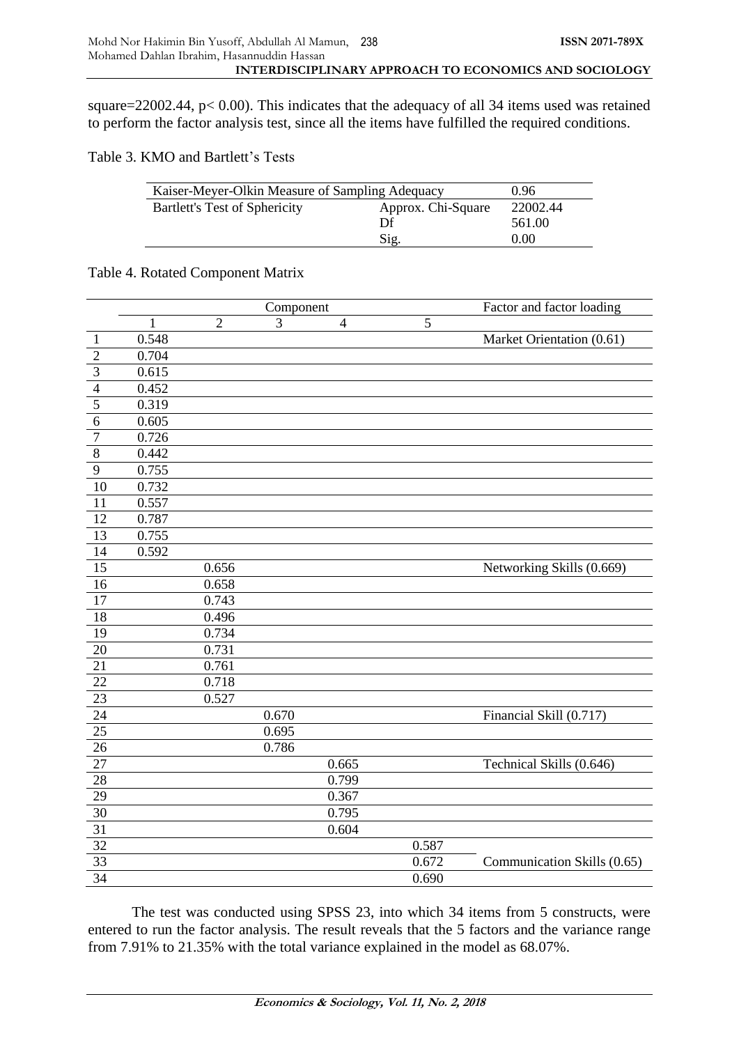square=22002.44, p< 0.00). This indicates that the adequacy of all 34 items used was retained to perform the factor analysis test, since all the items have fulfilled the required conditions.

Table 3. KMO and Bartlett's Tests

| Kaiser-Meyer-Olkin Measure of Sampling Adequacy | | 0.96 |
|---|---|---|
| Bartlett's Test of Sphericity | Approx. Chi-Square | 22002.44 |
| | Df | 561.00 |
| | Sig. | 0.00 |

Table 4. Rotated Component Matrix

| | Component | | | | | Factor and factor loading |
|---|---|---|---|---|---|---|
| | 1 | 2 | 3 | 4 | 5 | |
| 1 | 0.548 | | | | | Market Orientation (0.61) |
| 2 | 0.704 | | | | | |
| 3 | 0.615 | | | | | |
| 4 | 0.452 | | | | | |
| 5 | 0.319 | | | | | |
| 6 | 0.605 | | | | | |
| 7 | 0.726 | | | | | |
| 8 | 0.442 | | | | | |
| 9 | 0.755 | | | | | |
| 10 | 0.732 | | | | | |
| 11 | 0.557 | | | | | |
| 12 | 0.787 | | | | | |
| 13 | 0.755 | | | | | |
| 14 | 0.592 | | | | | |
| 15 | | 0.656 | | | | Networking Skills (0.669) |
| 16 | | 0.658 | | | | |
| 17 | | 0.743 | | | | |
| 18 | | 0.496 | | | | |
| 19 | | 0.734 | | | | |
| 20 | | 0.731 | | | | |
| 21 | | 0.761 | | | | |
| 22 | | 0.718 | | | | |
| 23 | | 0.527 | | | | |
| 24 | | | 0.670 | | | Financial Skill (0.717) |
| 25 | | | 0.695 | | | |
| 26 | | | 0.786 | | | |
| 27 | | | | 0.665 | | Technical Skills (0.646) |
| 28 | | | | 0.799 | | |
| 29 | | | | 0.367 | | |
| 30 | | | | 0.795 | | |
| 31 | | | | 0.604 | | |
| 32 | | | | | 0.587 | |
| 33 | | | | | 0.672 | Communication Skills (0.65) |
| 34 | | | | | 0.690 | |

The test was conducted using SPSS 23, into which 34 items from 5 constructs, were entered to run the factor analysis. The result reveals that the 5 factors and the variance range from 7.91% to 21.35% with the total variance explained in the model as 68.07%.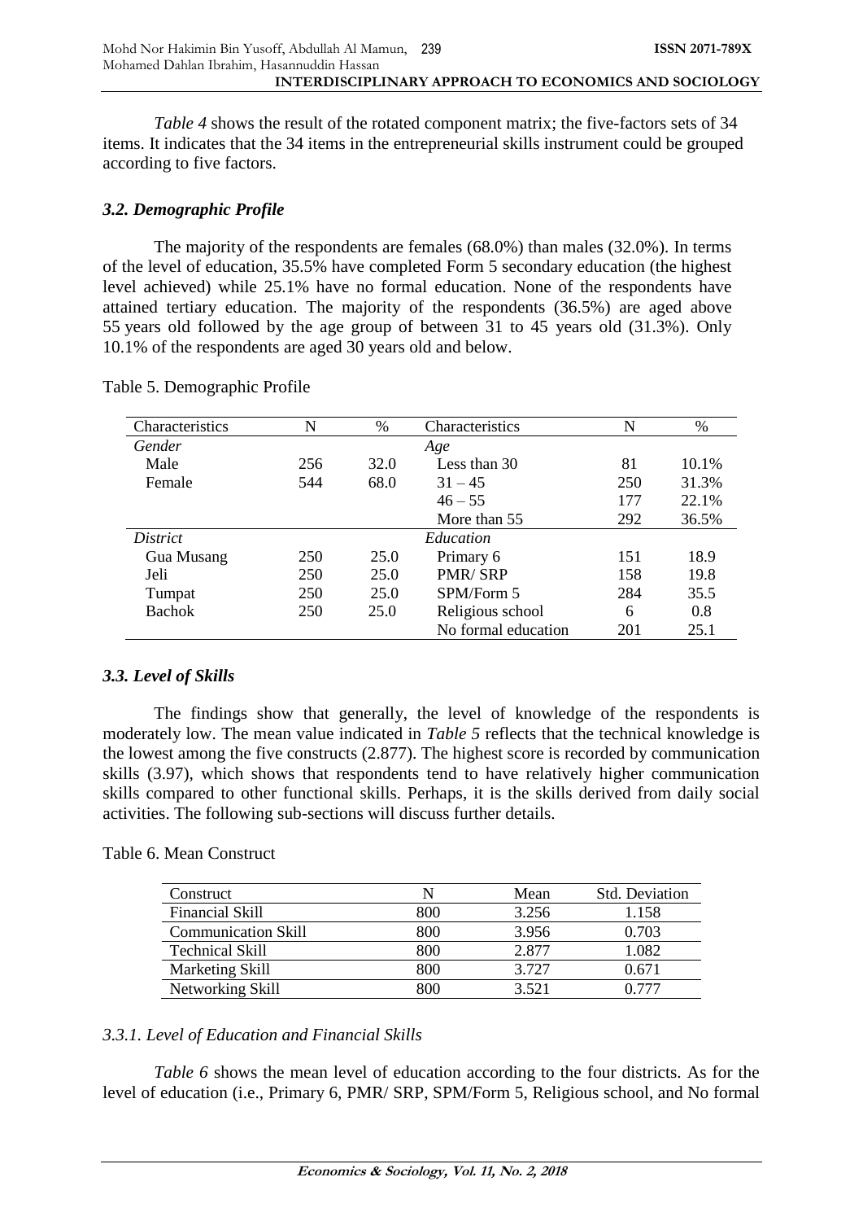*Table 4* shows the result of the rotated component matrix; the five-factors sets of 34 items. It indicates that the 34 items in the entrepreneurial skills instrument could be grouped according to five factors.

### *3.2. Demographic Profile*

The majority of the respondents are females (68.0%) than males (32.0%). In terms of the level of education, 35.5% have completed Form 5 secondary education (the highest level achieved) while 25.1% have no formal education. None of the respondents have attained tertiary education. The majority of the respondents (36.5%) are aged above 55 years old followed by the age group of between 31 to 45 years old (31.3%). Only 10.1% of the respondents are aged 30 years old and below.

Table 5. Demographic Profile

| Characteristics | N | % | Characteristics | N | % |
|---|---|---|---|---|---|
| *Gender* | | | *Age* | | |
| Male | 256 | 32.0 | Less than 30 | 81 | 10.1% |
| Female | 544 | 68.0 | 31 – 45 | 250 | 31.3% |
| | | | 46 – 55 | 177 | 22.1% |
| | | | More than 55 | 292 | 36.5% |
| *District* | | | *Education* | | |
| Gua Musang | 250 | 25.0 | Primary 6 | 151 | 18.9 |
| Jeli | 250 | 25.0 | PMR/ SRP | 158 | 19.8 |
| Tumpat | 250 | 25.0 | SPM/Form 5 | 284 | 35.5 |
| Bachok | 250 | 25.0 | Religious school | 6 | 0.8 |
| | | | No formal education | 201 | 25.1 |

### *3.3. Level of Skills*

The findings show that generally, the level of knowledge of the respondents is moderately low. The mean value indicated in *Table 5* reflects that the technical knowledge is the lowest among the five constructs (2.877). The highest score is recorded by communication skills (3.97), which shows that respondents tend to have relatively higher communication skills compared to other functional skills. Perhaps, it is the skills derived from daily social activities. The following sub-sections will discuss further details.

Table 6. Mean Construct

| Construct | N | Mean | Std. Deviation |
|---|---|---|---|
| Financial Skill | 800 | 3.256 | 1.158 |
| Communication Skill | 800 | 3.956 | 0.703 |
| Technical Skill | 800 | 2.877 | 1.082 |
| Marketing Skill | 800 | 3.727 | 0.671 |
| Networking Skill | 800 | 3.521 | 0.777 |

#### *3.3.1. Level of Education and Financial Skills*

*Table 6* shows the mean level of education according to the four districts. As for the level of education (i.e., Primary 6, PMR/ SRP, SPM/Form 5, Religious school, and No formal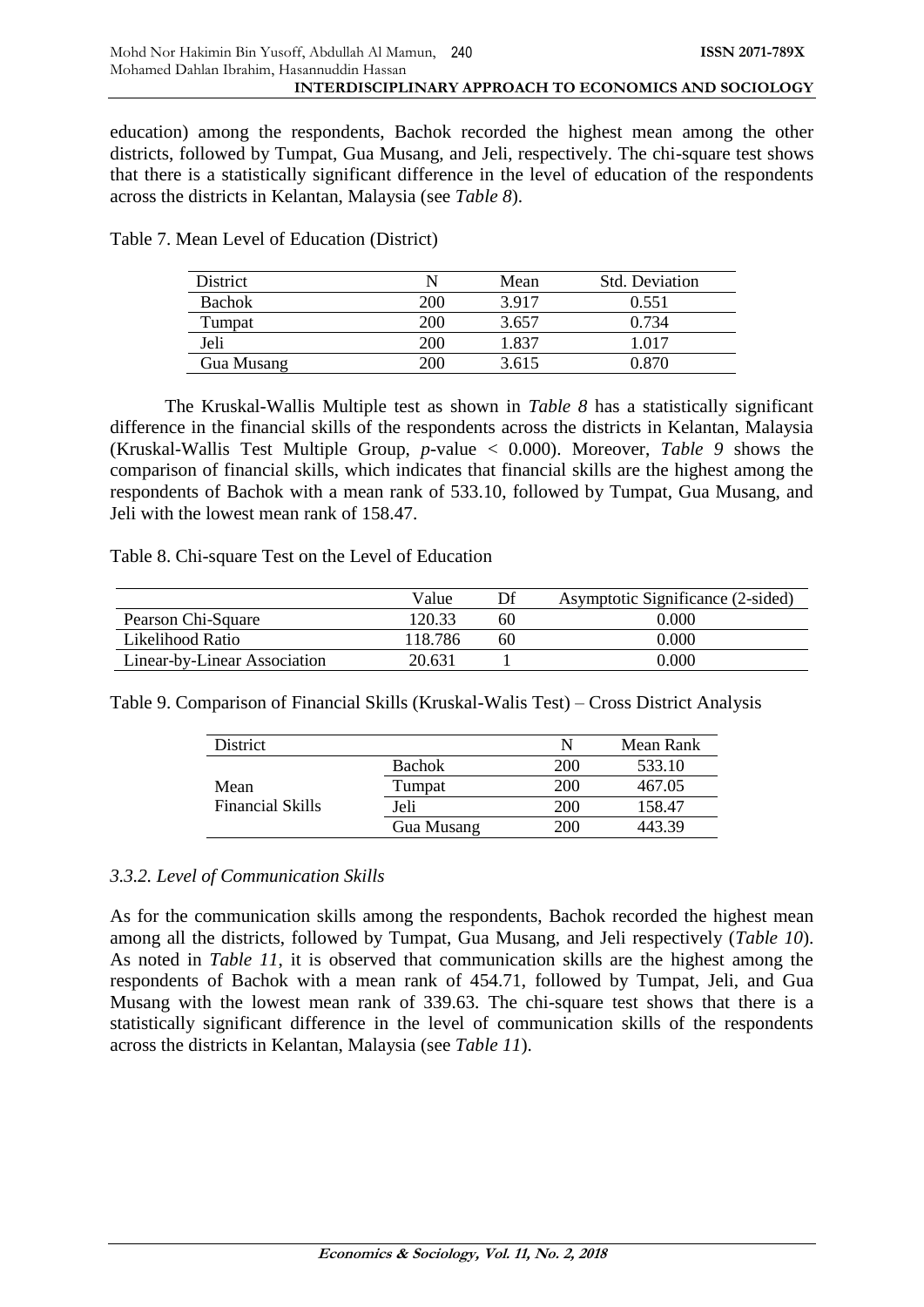education) among the respondents, Bachok recorded the highest mean among the other districts, followed by Tumpat, Gua Musang, and Jeli, respectively. The chi-square test shows that there is a statistically significant difference in the level of education of the respondents across the districts in Kelantan, Malaysia (see *Table 8*).

Table 7. Mean Level of Education (District)

| District | N | Mean | Std. Deviation |
|---|---|---|---|
| Bachok | 200 | 3.917 | 0.551 |
| Tumpat | 200 | 3.657 | 0.734 |
| Jeli | 200 | 1.837 | 1.017 |
| Gua Musang | 200 | 3.615 | 0.870 |

The Kruskal-Wallis Multiple test as shown in *Table 8* has a statistically significant difference in the financial skills of the respondents across the districts in Kelantan, Malaysia (Kruskal-Wallis Test Multiple Group, *p*-value < 0.000). Moreover, *Table 9* shows the comparison of financial skills, which indicates that financial skills are the highest among the respondents of Bachok with a mean rank of 533.10, followed by Tumpat, Gua Musang, and Jeli with the lowest mean rank of 158.47.

Table 8. Chi-square Test on the Level of Education

| | Value | Df | Asymptotic Significance (2-sided) |
|---|---|---|---|
| Pearson Chi-Square | 120.33 | 60 | 0.000 |
| Likelihood Ratio | 118.786 | 60 | 0.000 |
| Linear-by-Linear Association | 20.631 | 1 | 0.000 |

Table 9. Comparison of Financial Skills (Kruskal-Walis Test) – Cross District Analysis

| District | | N | Mean Rank |
|---|---|---|---|
| Mean Financial Skills | Bachok | 200 | 533.10 |
| | Tumpat | 200 | 467.05 |
| | Jeli | 200 | 158.47 |
| | Gua Musang | 200 | 443.39 |

### *3.3.2. Level of Communication Skills*

As for the communication skills among the respondents, Bachok recorded the highest mean among all the districts, followed by Tumpat, Gua Musang, and Jeli respectively (*Table 10*). As noted in *Table 11*, it is observed that communication skills are the highest among the respondents of Bachok with a mean rank of 454.71, followed by Tumpat, Jeli, and Gua Musang with the lowest mean rank of 339.63. The chi-square test shows that there is a statistically significant difference in the level of communication skills of the respondents across the districts in Kelantan, Malaysia (see *Table 11*).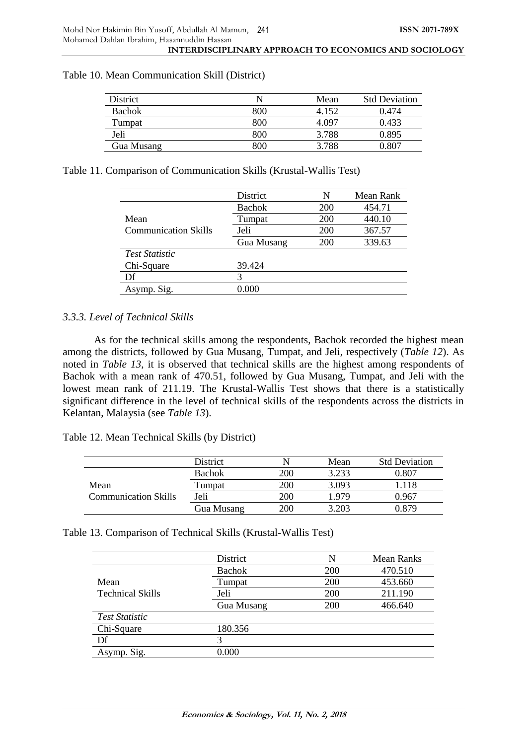Table 10. Mean Communication Skill (District)

| District | N | Mean | Std Deviation |
|---|---|---|---|
| Bachok | 800 | 4.152 | 0.474 |
| Tumpat | 800 | 4.097 | 0.433 |
| Jeli | 800 | 3.788 | 0.895 |
| Gua Musang | 800 | 3.788 | 0.807 |

Table 11. Comparison of Communication Skills (Krustal-Wallis Test)

| | District | N | Mean Rank |
|---|---|---|---|
| Mean Communication Skills | Bachok | 200 | 454.71 |
| | Tumpat | 200 | 440.10 |
| | Jeli | 200 | 367.57 |
| | Gua Musang | 200 | 339.63 |
| *Test Statistic* | | | |
| Chi-Square | 39.424 | | |
| Df | 3 | | |
| Asymp. Sig. | 0.000 | | |

### *3.3.3. Level of Technical Skills*

As for the technical skills among the respondents, Bachok recorded the highest mean among the districts, followed by Gua Musang, Tumpat, and Jeli, respectively (*Table 12*). As noted in *Table 13*, it is observed that technical skills are the highest among respondents of Bachok with a mean rank of 470.51, followed by Gua Musang, Tumpat, and Jeli with the lowest mean rank of 211.19. The Krustal-Wallis Test shows that there is a statistically significant difference in the level of technical skills of the respondents across the districts in Kelantan, Malaysia (see *Table 13*).

Table 12. Mean Technical Skills (by District)

| | District | N | Mean | Std Deviation |
|---|---|---|---|---|
| Mean Communication Skills | Bachok | 200 | 3.233 | 0.807 |
| | Tumpat | 200 | 3.093 | 1.118 |
| | Jeli | 200 | 1.979 | 0.967 |
| | Gua Musang | 200 | 3.203 | 0.879 |

Table 13. Comparison of Technical Skills (Krustal-Wallis Test)

| | District | N | Mean Ranks |
|---|---|---|---|
| Mean Technical Skills | Bachok | 200 | 470.510 |
| | Tumpat | 200 | 453.660 |
| | Jeli | 200 | 211.190 |
| | Gua Musang | 200 | 466.640 |
| *Test Statistic* | | | |
| Chi-Square | 180.356 | | |
| Df | 3 | | |
| Asymp. Sig. | 0.000 | | |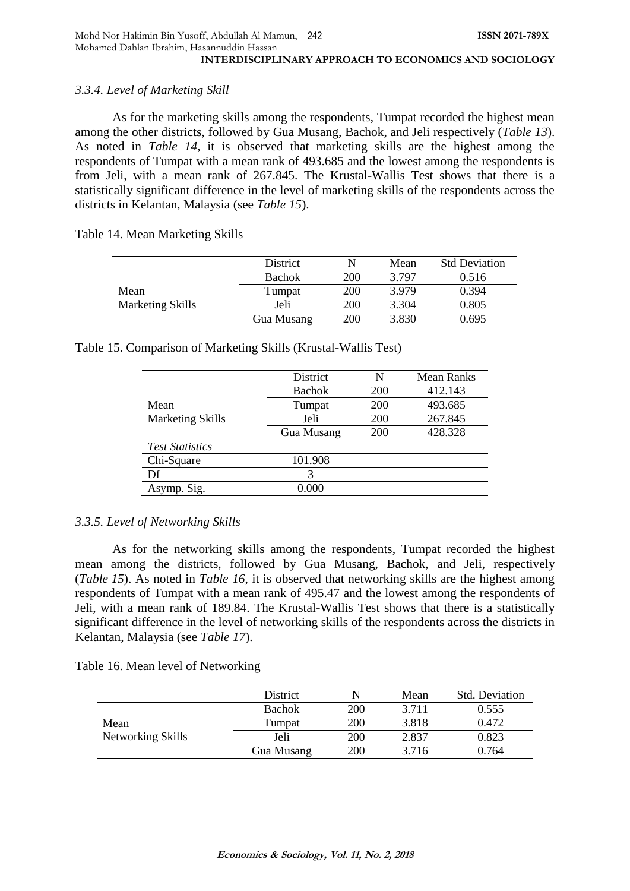### *3.3.4. Level of Marketing Skill*

As for the marketing skills among the respondents, Tumpat recorded the highest mean among the other districts, followed by Gua Musang, Bachok, and Jeli respectively (*Table 13*). As noted in *Table 14*, it is observed that marketing skills are the highest among the respondents of Tumpat with a mean rank of 493.685 and the lowest among the respondents is from Jeli, with a mean rank of 267.845. The Krustal-Wallis Test shows that there is a statistically significant difference in the level of marketing skills of the respondents across the districts in Kelantan, Malaysia (see *Table 15*).

Table 14. Mean Marketing Skills

| | District | N | Mean | Std Deviation |
|---|---|---|---|---|
| Mean Marketing Skills | Bachok | 200 | 3.797 | 0.516 |
| | Tumpat | 200 | 3.979 | 0.394 |
| | Jeli | 200 | 3.304 | 0.805 |
| | Gua Musang | 200 | 3.830 | 0.695 |

Table 15. Comparison of Marketing Skills (Krustal-Wallis Test)

| | District | N | Mean Ranks |
|---|---|---|---|
| Mean Marketing Skills | Bachok | 200 | 412.143 |
| | Tumpat | 200 | 493.685 |
| | Jeli | 200 | 267.845 |
| | Gua Musang | 200 | 428.328 |
| *Test Statistics* | | | |
| Chi-Square | 101.908 | | |
| Df | 3 | | |
| Asymp. Sig. | 0.000 | | |

### *3.3.5. Level of Networking Skills*

As for the networking skills among the respondents, Tumpat recorded the highest mean among the districts, followed by Gua Musang, Bachok, and Jeli, respectively (*Table 15*). As noted in *Table 16*, it is observed that networking skills are the highest among respondents of Tumpat with a mean rank of 495.47 and the lowest among the respondents of Jeli, with a mean rank of 189.84. The Krustal-Wallis Test shows that there is a statistically significant difference in the level of networking skills of the respondents across the districts in Kelantan, Malaysia (see *Table 17*).

Table 16. Mean level of Networking

| | District | N | Mean | Std. Deviation |
|---|---|---|---|---|
| Mean Networking Skills | Bachok | 200 | 3.711 | 0.555 |
| | Tumpat | 200 | 3.818 | 0.472 |
| | Jeli | 200 | 2.837 | 0.823 |
| | Gua Musang | 200 | 3.716 | 0.764 |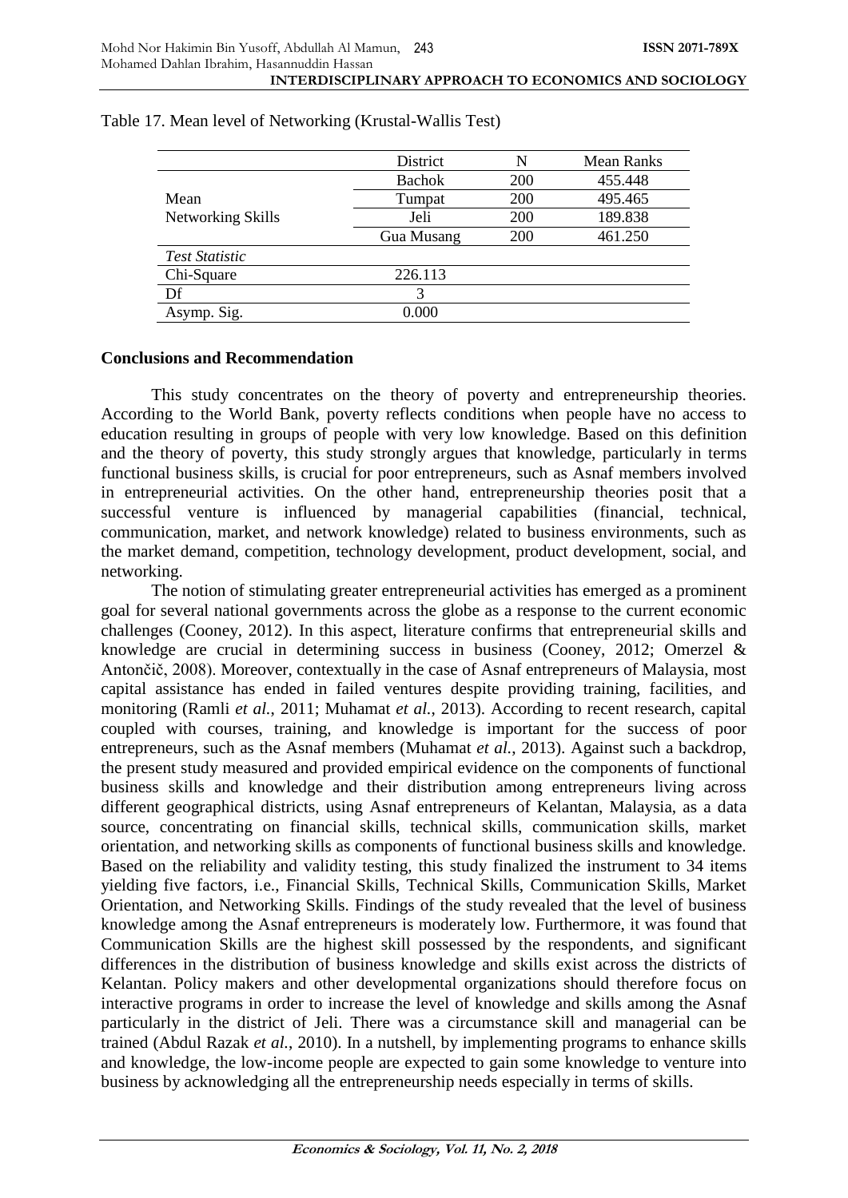Table 17. Mean level of Networking (Krustal-Wallis Test)

| | District | N | Mean Ranks |
|---|---|---|---|
| Mean Networking Skills | Bachok | 200 | 455.448 |
| | Tumpat | 200 | 495.465 |
| | Jeli | 200 | 189.838 |
| | Gua Musang | 200 | 461.250 |
| *Test Statistic* | | | |
| Chi-Square | 226.113 | | |
| Df | 3 | | |
| Asymp. Sig. | 0.000 | | |

## Conclusions and Recommendation

This study concentrates on the theory of poverty and entrepreneurship theories. According to the World Bank, poverty reflects conditions when people have no access to education resulting in groups of people with very low knowledge. Based on this definition and the theory of poverty, this study strongly argues that knowledge, particularly in terms functional business skills, is crucial for poor entrepreneurs, such as Asnaf members involved in entrepreneurial activities. On the other hand, entrepreneurship theories posit that a successful venture is influenced by managerial capabilities (financial, technical, communication, market, and network knowledge) related to business environments, such as the market demand, competition, technology development, product development, social, and networking.

The notion of stimulating greater entrepreneurial activities has emerged as a prominent goal for several national governments across the globe as a response to the current economic challenges (Cooney, 2012). In this aspect, literature confirms that entrepreneurial skills and knowledge are crucial in determining success in business (Cooney, 2012; Omerzel & Antončič, 2008). Moreover, contextually in the case of Asnaf entrepreneurs of Malaysia, most capital assistance has ended in failed ventures despite providing training, facilities, and monitoring (Ramli *et al.*, 2011; Muhamat *et al.*, 2013). According to recent research, capital coupled with courses, training, and knowledge is important for the success of poor entrepreneurs, such as the Asnaf members (Muhamat *et al.*, 2013). Against such a backdrop, the present study measured and provided empirical evidence on the components of functional business skills and knowledge and their distribution among entrepreneurs living across different geographical districts, using Asnaf entrepreneurs of Kelantan, Malaysia, as a data source, concentrating on financial skills, technical skills, communication skills, market orientation, and networking skills as components of functional business skills and knowledge. Based on the reliability and validity testing, this study finalized the instrument to 34 items yielding five factors, i.e., Financial Skills, Technical Skills, Communication Skills, Market Orientation, and Networking Skills. Findings of the study revealed that the level of business knowledge among the Asnaf entrepreneurs is moderately low. Furthermore, it was found that Communication Skills are the highest skill possessed by the respondents, and significant differences in the distribution of business knowledge and skills exist across the districts of Kelantan. Policy makers and other developmental organizations should therefore focus on interactive programs in order to increase the level of knowledge and skills among the Asnaf particularly in the district of Jeli. There was a circumstance skill and managerial can be trained (Abdul Razak *et al.*, 2010). In a nutshell, by implementing programs to enhance skills and knowledge, the low-income people are expected to gain some knowledge to venture into business by acknowledging all the entrepreneurship needs especially in terms of skills.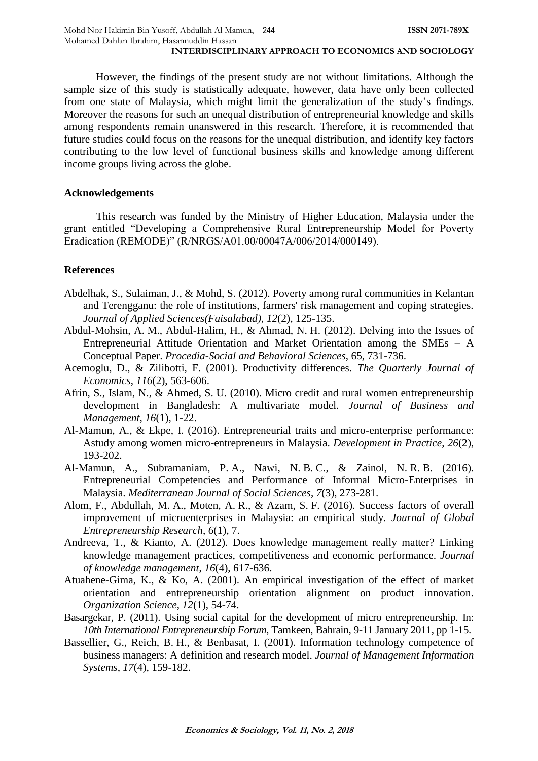However, the findings of the present study are not without limitations. Although the sample size of this study is statistically adequate, however, data have only been collected from one state of Malaysia, which might limit the generalization of the study's findings. Moreover the reasons for such an unequal distribution of entrepreneurial knowledge and skills among respondents remain unanswered in this research. Therefore, it is recommended that future studies could focus on the reasons for the unequal distribution, and identify key factors contributing to the low level of functional business skills and knowledge among different income groups living across the globe.

## Acknowledgements

This research was funded by the Ministry of Higher Education, Malaysia under the grant entitled "Developing a Comprehensive Rural Entrepreneurship Model for Poverty Eradication (REMODE)" (R/NRGS/A01.00/00047A/006/2014/000149).

## References

Abdelhak, S., Sulaiman, J., & Mohd, S. (2012). Poverty among rural communities in Kelantan and Terengganu: the role of institutions, farmers' risk management and coping strategies. *Journal of Applied Sciences(Faisalabad)*, *12*(2), 125-135.

Abdul-Mohsin, A. M., Abdul-Halim, H., & Ahmad, N. H. (2012). Delving into the Issues of Entrepreneurial Attitude Orientation and Market Orientation among the SMEs – A Conceptual Paper. *Procedia-Social and Behavioral Sciences*, 65, 731-736.

Acemoglu, D., & Zilibotti, F. (2001). Productivity differences. *The Quarterly Journal of Economics*, *116*(2), 563-606.

Afrin, S., Islam, N., & Ahmed, S. U. (2010). Micro credit and rural women entrepreneurship development in Bangladesh: A multivariate model. *Journal of Business and Management*, *16*(1), 1-22.

Al-Mamun, A., & Ekpe, I. (2016). Entrepreneurial traits and micro-enterprise performance: Astudy among women micro-entrepreneurs in Malaysia. *Development in Practice*, *26*(2), 193-202.

Al-Mamun, A., Subramaniam, P. A., Nawi, N. B. C., & Zainol, N. R. B. (2016). Entrepreneurial Competencies and Performance of Informal Micro-Enterprises in Malaysia. *Mediterranean Journal of Social Sciences*, *7*(3), 273-281.

Alom, F., Abdullah, M. A., Moten, A. R., & Azam, S. F. (2016). Success factors of overall improvement of microenterprises in Malaysia: an empirical study. *Journal of Global Entrepreneurship Research*, *6*(1), 7.

Andreeva, T., & Kianto, A. (2012). Does knowledge management really matter? Linking knowledge management practices, competitiveness and economic performance. *Journal of knowledge management*, *16*(4), 617-636.

Atuahene-Gima, K., & Ko, A. (2001). An empirical investigation of the effect of market orientation and entrepreneurship orientation alignment on product innovation. *Organization Science*, *12*(1), 54-74.

Basargekar, P. (2011). Using social capital for the development of micro entrepreneurship. In: *10th International Entrepreneurship Forum*, Tamkeen, Bahrain, 9-11 January 2011, pp 1-15.

Bassellier, G., Reich, B. H., & Benbasat, I. (2001). Information technology competence of business managers: A definition and research model. *Journal of Management Information Systems*, *17*(4), 159-182.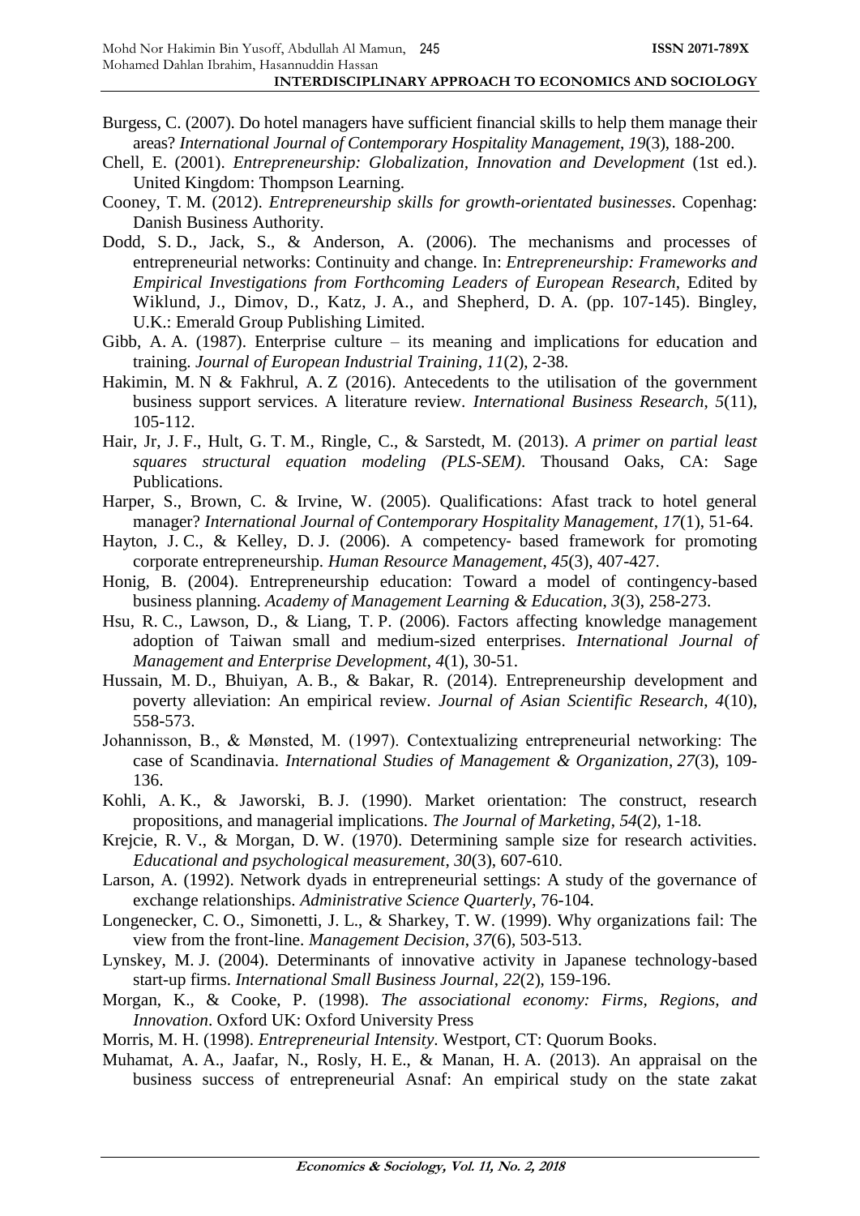Burgess, C. (2007). Do hotel managers have sufficient financial skills to help them manage their areas? *International Journal of Contemporary Hospitality Management*, *19*(3), 188-200.

Chell, E. (2001). *Entrepreneurship: Globalization, Innovation and Development* (1st ed.). United Kingdom: Thompson Learning.

Cooney, T. M. (2012). *Entrepreneurship skills for growth-orientated businesses*. Copenhag: Danish Business Authority.

Dodd, S. D., Jack, S., & Anderson, A. (2006). The mechanisms and processes of entrepreneurial networks: Continuity and change. In: *Entrepreneurship: Frameworks and Empirical Investigations from Forthcoming Leaders of European Research*, Edited by Wiklund, J., Dimov, D., Katz, J. A., and Shepherd, D. A. (pp. 107-145). Bingley, U.K.: Emerald Group Publishing Limited.

Gibb, A. A. (1987). Enterprise culture – its meaning and implications for education and training. *Journal of European Industrial Training*, *11*(2), 2-38.

Hakimin, M. N & Fakhrul, A. Z (2016). Antecedents to the utilisation of the government business support services. A literature review. *International Business Research*, *5*(11), 105-112.

Hair, Jr, J. F., Hult, G. T. M., Ringle, C., & Sarstedt, M. (2013). *A primer on partial least squares structural equation modeling (PLS-SEM)*. Thousand Oaks, CA: Sage Publications.

Harper, S., Brown, C. & Irvine, W. (2005). Qualifications: Afast track to hotel general manager? *International Journal of Contemporary Hospitality Management*, *17*(1), 51-64.

Hayton, J. C., & Kelley, D. J. (2006). A competency- based framework for promoting corporate entrepreneurship. *Human Resource Management*, *45*(3), 407-427.

Honig, B. (2004). Entrepreneurship education: Toward a model of contingency-based business planning. *Academy of Management Learning & Education*, *3*(3), 258-273.

Hsu, R. C., Lawson, D., & Liang, T. P. (2006). Factors affecting knowledge management adoption of Taiwan small and medium-sized enterprises. *International Journal of Management and Enterprise Development*, *4*(1), 30-51.

Hussain, M. D., Bhuiyan, A. B., & Bakar, R. (2014). Entrepreneurship development and poverty alleviation: An empirical review. *Journal of Asian Scientific Research*, *4*(10), 558-573.

Johannisson, B., & Mønsted, M. (1997). Contextualizing entrepreneurial networking: The case of Scandinavia. *International Studies of Management & Organization*, *27*(3), 109-136.

Kohli, A. K., & Jaworski, B. J. (1990). Market orientation: The construct, research propositions, and managerial implications. *The Journal of Marketing*, *54*(2), 1-18.

Krejcie, R. V., & Morgan, D. W. (1970). Determining sample size for research activities. *Educational and psychological measurement*, *30*(3), 607-610.

Larson, A. (1992). Network dyads in entrepreneurial settings: A study of the governance of exchange relationships. *Administrative Science Quarterly*, 76-104.

Longenecker, C. O., Simonetti, J. L., & Sharkey, T. W. (1999). Why organizations fail: The view from the front-line. *Management Decision*, *37*(6), 503-513.

Lynskey, M. J. (2004). Determinants of innovative activity in Japanese technology-based start-up firms. *International Small Business Journal*, *22*(2), 159-196.

Morgan, K., & Cooke, P. (1998). *The associational economy: Firms, Regions, and Innovation*. Oxford UK: Oxford University Press

Morris, M. H. (1998). *Entrepreneurial Intensity*. Westport, CT: Quorum Books.

Muhamat, A. A., Jaafar, N., Rosly, H. E., & Manan, H. A. (2013). An appraisal on the business success of entrepreneurial Asnaf: An empirical study on the state zakat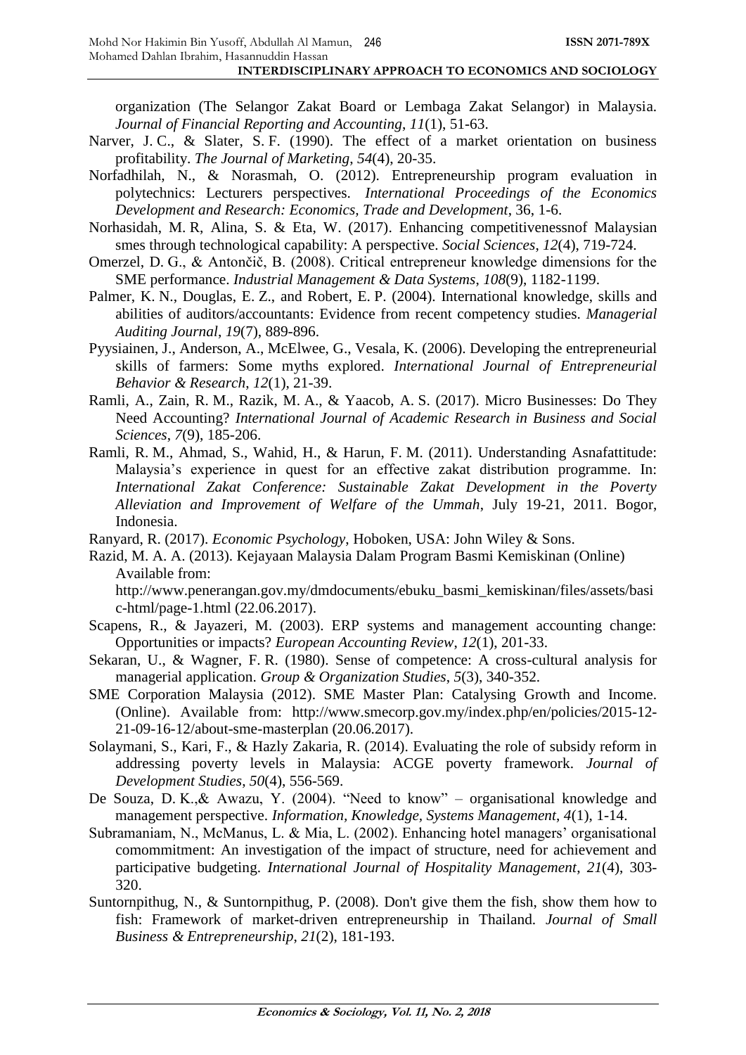organization (The Selangor Zakat Board or Lembaga Zakat Selangor) in Malaysia. *Journal of Financial Reporting and Accounting*, *11*(1), 51-63.

Narver, J. C., & Slater, S. F. (1990). The effect of a market orientation on business profitability. *The Journal of Marketing*, *54*(4), 20-35.

Norfadhilah, N., & Norasmah, O. (2012). Entrepreneurship program evaluation in polytechnics: Lecturers perspectives. *International Proceedings of the Economics Development and Research: Economics, Trade and Development*, 36, 1-6.

Norhasidah, M. R, Alina, S. & Eta, W. (2017). Enhancing competitivenessnof Malaysian smes through technological capability: A perspective. *Social Sciences*, *12*(4), 719-724.

Omerzel, D. G., & Antončič, B. (2008). Critical entrepreneur knowledge dimensions for the SME performance. *Industrial Management & Data Systems*, *108*(9), 1182-1199.

Palmer, K. N., Douglas, E. Z., and Robert, E. P. (2004). International knowledge, skills and abilities of auditors/accountants: Evidence from recent competency studies. *Managerial Auditing Journal*, *19*(7), 889-896.

Pyysiainen, J., Anderson, A., McElwee, G., Vesala, K. (2006). Developing the entrepreneurial skills of farmers: Some myths explored. *International Journal of Entrepreneurial Behavior & Research*, *12*(1), 21-39.

Ramli, A., Zain, R. M., Razik, M. A., & Yaacob, A. S. (2017). Micro Businesses: Do They Need Accounting? *International Journal of Academic Research in Business and Social Sciences*, *7*(9), 185-206.

Ramli, R. M., Ahmad, S., Wahid, H., & Harun, F. M. (2011). Understanding Asnafattitude: Malaysia's experience in quest for an effective zakat distribution programme. In: *International Zakat Conference: Sustainable Zakat Development in the Poverty Alleviation and Improvement of Welfare of the Ummah*, July 19-21, 2011. Bogor, Indonesia.

Ranyard, R. (2017). *Economic Psychology*, Hoboken, USA: John Wiley & Sons.

Razid, M. A. A. (2013). Kejayaan Malaysia Dalam Program Basmi Kemiskinan (Online) Available from: http://www.penerangan.gov.my/dmdocuments/ebuku_basmi_kemiskinan/files/assets/basic-html/page-1.html (22.06.2017).

Scapens, R., & Jayazeri, M. (2003). ERP systems and management accounting change: Opportunities or impacts? *European Accounting Review*, *12*(1), 201-33.

Sekaran, U., & Wagner, F. R. (1980). Sense of competence: A cross-cultural analysis for managerial application. *Group & Organization Studies*, *5*(3), 340-352.

SME Corporation Malaysia (2012). SME Master Plan: Catalysing Growth and Income. (Online). Available from: http://www.smecorp.gov.my/index.php/en/policies/2015-12-21-09-16-12/about-sme-masterplan (20.06.2017).

Solaymani, S., Kari, F., & Hazly Zakaria, R. (2014). Evaluating the role of subsidy reform in addressing poverty levels in Malaysia: ACGE poverty framework. *Journal of Development Studies*, *50*(4), 556-569.

De Souza, D. K.,& Awazu, Y. (2004). "Need to know" – organisational knowledge and management perspective. *Information, Knowledge, Systems Management*, *4*(1), 1-14.

Subramaniam, N., McManus, L. & Mia, L. (2002). Enhancing hotel managers' organisational comommitment: An investigation of the impact of structure, need for achievement and participative budgeting. *International Journal of Hospitality Management*, *21*(4), 303-320.

Suntornpithug, N., & Suntornpithug, P. (2008). Don't give them the fish, show them how to fish: Framework of market-driven entrepreneurship in Thailand. *Journal of Small Business & Entrepreneurship*, *21*(2), 181-193.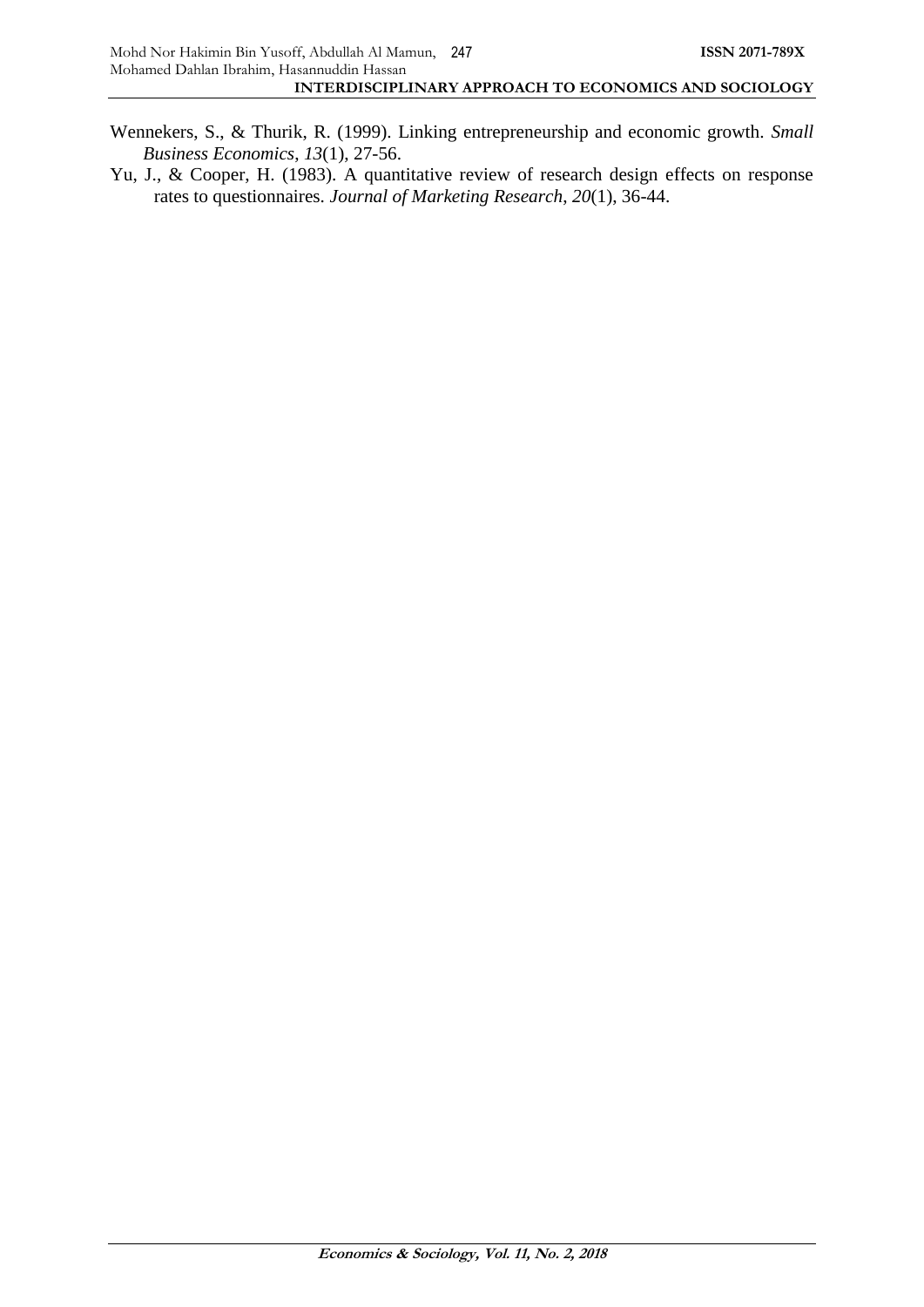Wennekers, S., & Thurik, R. (1999). Linking entrepreneurship and economic growth. *Small Business Economics*, *13*(1), 27-56.

Yu, J., & Cooper, H. (1983). A quantitative review of research design effects on response rates to questionnaires. *Journal of Marketing Research*, *20*(1), 36-44.